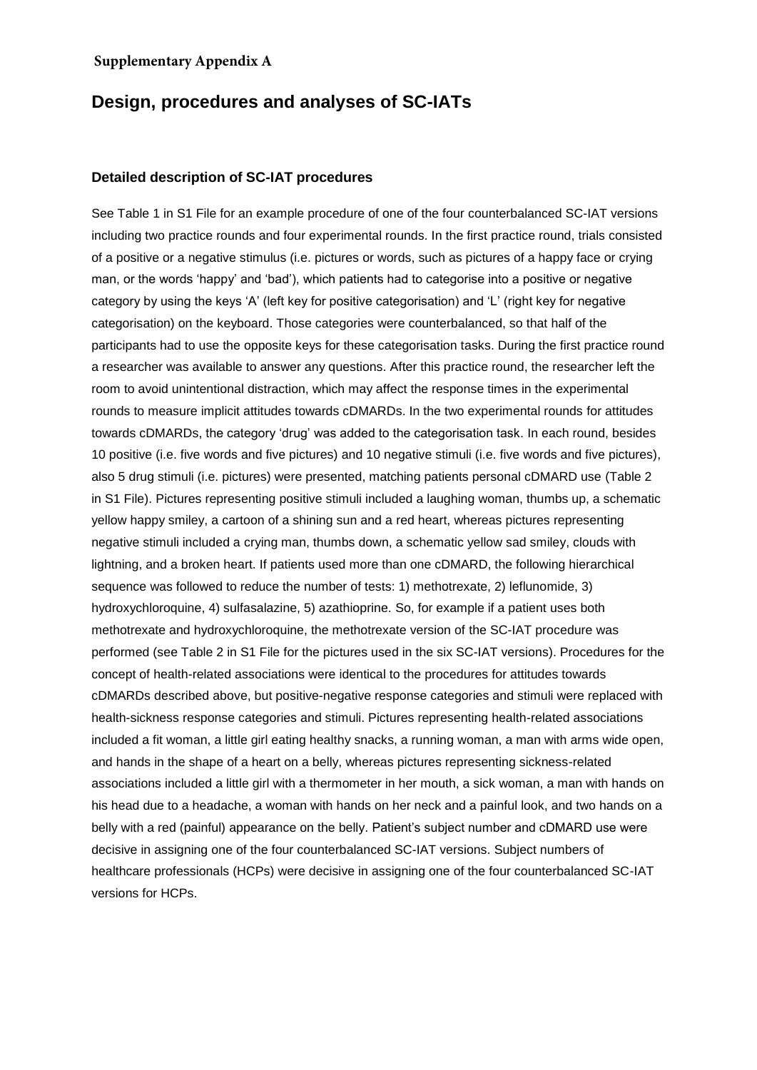**Supplementary Appendix A**

# Design, procedures and analyses of SC-IATs

## Detailed description of SC-IAT procedures

See Table 1 in S1 File for an example procedure of one of the four counterbalanced SC-IAT versions including two practice rounds and four experimental rounds. In the first practice round, trials consisted of a positive or a negative stimulus (i.e. pictures or words, such as pictures of a happy face or crying man, or the words 'happy' and 'bad'), which patients had to categorise into a positive or negative category by using the keys 'A' (left key for positive categorisation) and 'L' (right key for negative categorisation) on the keyboard. Those categories were counterbalanced, so that half of the participants had to use the opposite keys for these categorisation tasks. During the first practice round a researcher was available to answer any questions. After this practice round, the researcher left the room to avoid unintentional distraction, which may affect the response times in the experimental rounds to measure implicit attitudes towards cDMARDs. In the two experimental rounds for attitudes towards cDMARDs, the category 'drug' was added to the categorisation task. In each round, besides 10 positive (i.e. five words and five pictures) and 10 negative stimuli (i.e. five words and five pictures), also 5 drug stimuli (i.e. pictures) were presented, matching patients personal cDMARD use (Table 2 in S1 File). Pictures representing positive stimuli included a laughing woman, thumbs up, a schematic yellow happy smiley, a cartoon of a shining sun and a red heart, whereas pictures representing negative stimuli included a crying man, thumbs down, a schematic yellow sad smiley, clouds with lightning, and a broken heart. If patients used more than one cDMARD, the following hierarchical sequence was followed to reduce the number of tests: 1) methotrexate, 2) leflunomide, 3) hydroxychloroquine, 4) sulfasalazine, 5) azathioprine. So, for example if a patient uses both methotrexate and hydroxychloroquine, the methotrexate version of the SC-IAT procedure was performed (see Table 2 in S1 File for the pictures used in the six SC-IAT versions). Procedures for the concept of health-related associations were identical to the procedures for attitudes towards cDMARDs described above, but positive-negative response categories and stimuli were replaced with health-sickness response categories and stimuli. Pictures representing health-related associations included a fit woman, a little girl eating healthy snacks, a running woman, a man with arms wide open, and hands in the shape of a heart on a belly, whereas pictures representing sickness-related associations included a little girl with a thermometer in her mouth, a sick woman, a man with hands on his head due to a headache, a woman with hands on her neck and a painful look, and two hands on a belly with a red (painful) appearance on the belly. Patient's subject number and cDMARD use were decisive in assigning one of the four counterbalanced SC-IAT versions. Subject numbers of healthcare professionals (HCPs) were decisive in assigning one of the four counterbalanced SC-IAT versions for HCPs.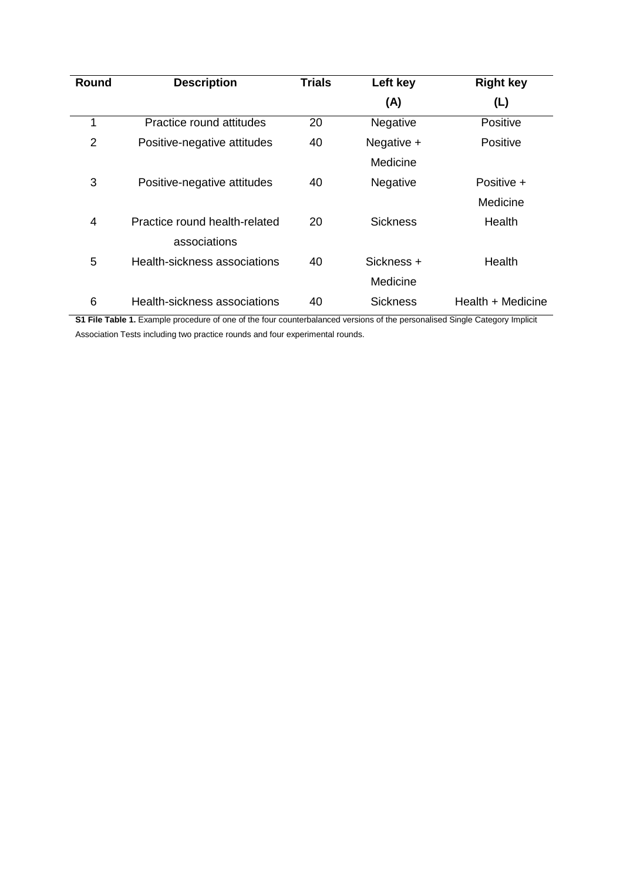| Round | Description | Trials | Left key (A) | Right key (L) |
|---|---|---|---|---|
| 1 | Practice round attitudes | 20 | Negative | Positive |
| 2 | Positive-negative attitudes | 40 | Negative + Medicine | Positive |
| 3 | Positive-negative attitudes | 40 | Negative | Positive + Medicine |
| 4 | Practice round health-related associations | 20 | Sickness | Health |
| 5 | Health-sickness associations | 40 | Sickness + Medicine | Health |
| 6 | Health-sickness associations | 40 | Sickness | Health + Medicine |

**S1 File Table 1.** Example procedure of one of the four counterbalanced versions of the personalised Single Category Implicit Association Tests including two practice rounds and four experimental rounds.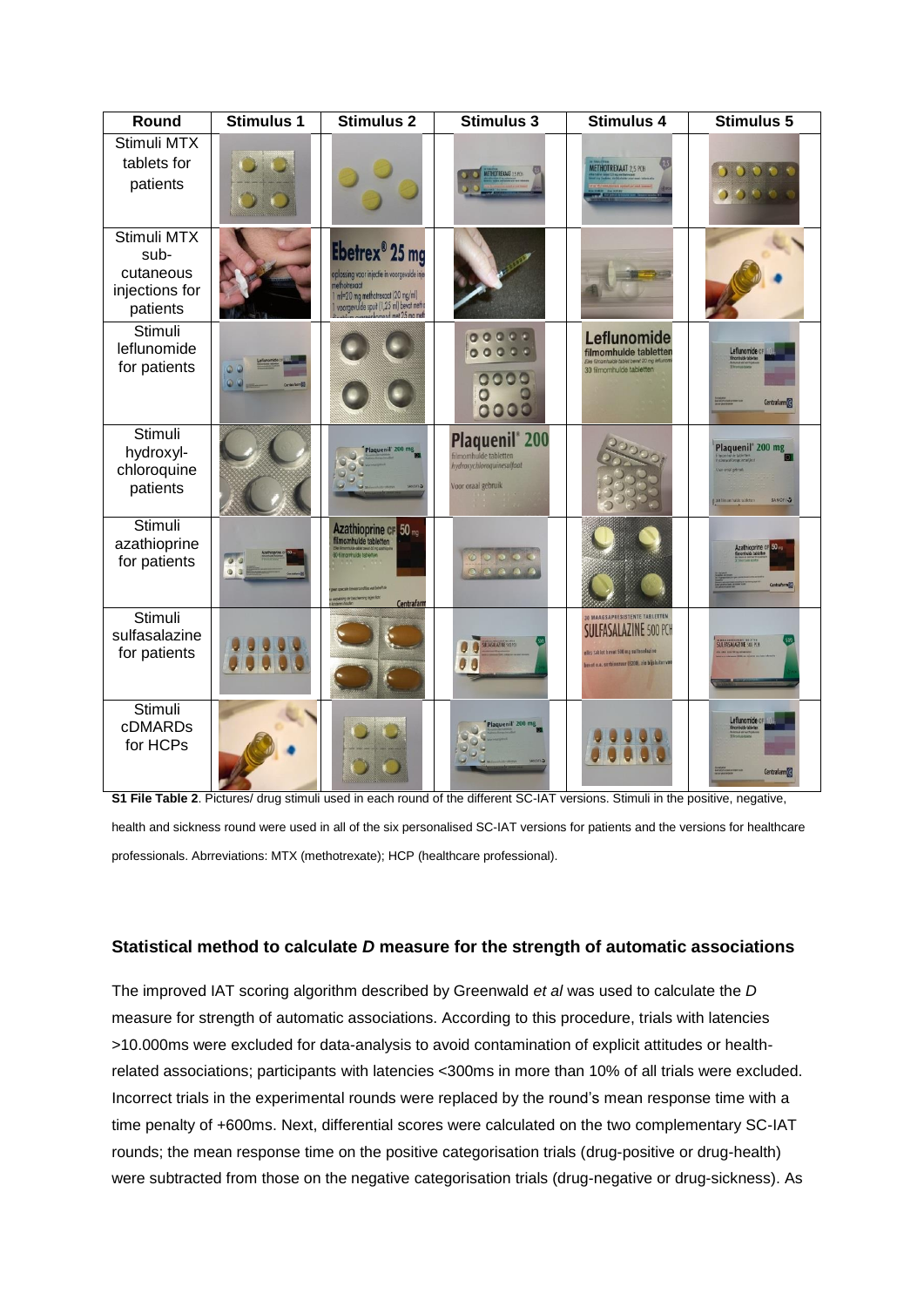| Round | Stimulus 1 | Stimulus 2 | Stimulus 3 | Stimulus 4 | Stimulus 5 |
|---|---|---|---|---|---|
| Stimuli MTX tablets for patients | | | | | |
| Stimuli MTX sub-cutaneous injections for patients | | | | | |
| Stimuli leflunomide for patients | | | | | |
| Stimuli hydroxyl-chloroquine patients | | | | | |
| Stimuli azathioprine for patients | | | | | |
| Stimuli sulfasalazine for patients | | | | | |
| Stimuli cDMARDs for HCPs | | | | | |

**S1 File Table 2**. Pictures/ drug stimuli used in each round of the different SC-IAT versions. Stimuli in the positive, negative, health and sickness round were used in all of the six personalised SC-IAT versions for patients and the versions for healthcare professionals. Abrreviations: MTX (methotrexate); HCP (healthcare professional).

### Statistical method to calculate *D* measure for the strength of automatic associations

The improved IAT scoring algorithm described by Greenwald *et al* was used to calculate the *D* measure for strength of automatic associations. According to this procedure, trials with latencies >10.000ms were excluded for data-analysis to avoid contamination of explicit attitudes or health-related associations; participants with latencies <300ms in more than 10% of all trials were excluded. Incorrect trials in the experimental rounds were replaced by the round's mean response time with a time penalty of +600ms. Next, differential scores were calculated on the two complementary SC-IAT rounds; the mean response time on the positive categorisation trials (drug-positive or drug-health) were subtracted from those on the negative categorisation trials (drug-negative or drug-sickness). As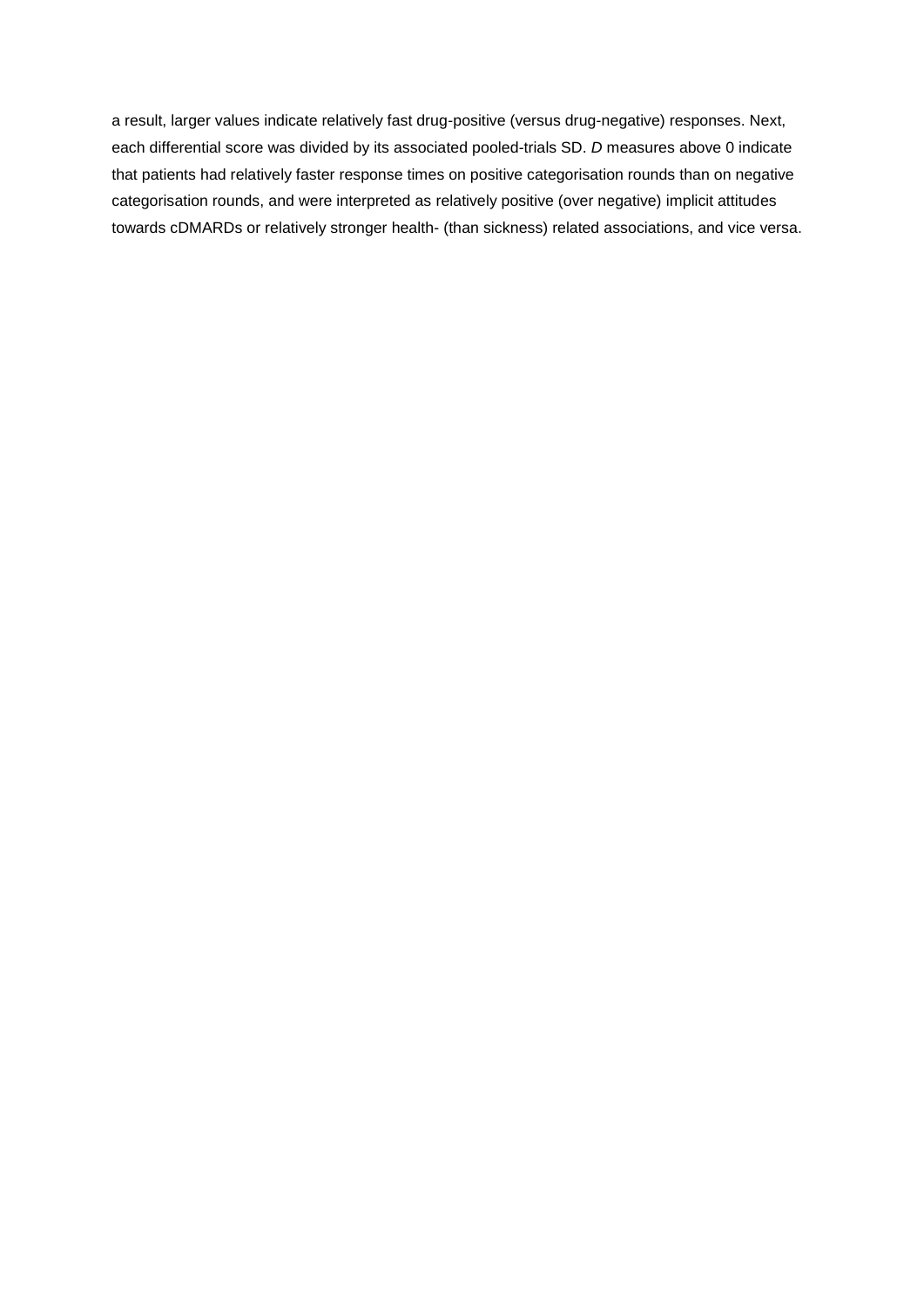a result, larger values indicate relatively fast drug-positive (versus drug-negative) responses. Next, each differential score was divided by its associated pooled-trials SD. *D* measures above 0 indicate that patients had relatively faster response times on positive categorisation rounds than on negative categorisation rounds, and were interpreted as relatively positive (over negative) implicit attitudes towards cDMARDs or relatively stronger health- (than sickness) related associations, and vice versa.